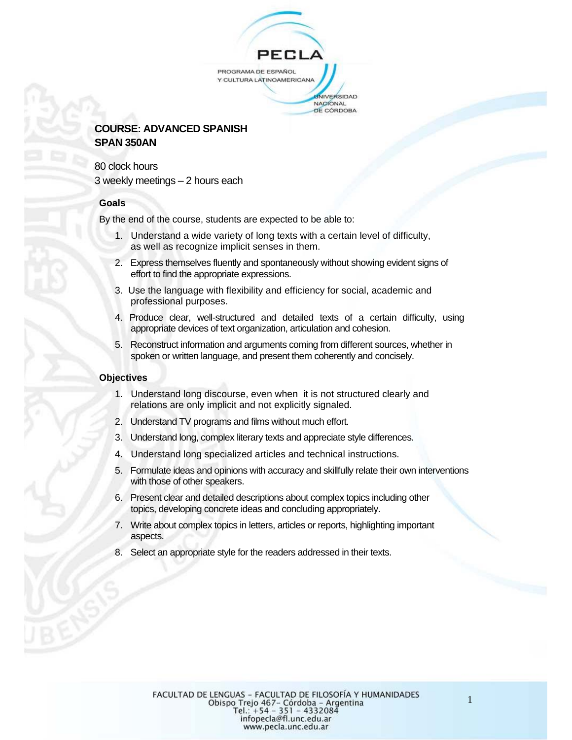**COURSE: ADVANCED SPANISH**
**SPAN 350AN**

80 clock hours
3 weekly meetings – 2 hours each

### Goals

By the end of the course, students are expected to be able to:

1. Understand a wide variety of long texts with a certain level of difficulty, as well as recognize implicit senses in them.
2. Express themselves fluently and spontaneously without showing evident signs of effort to find the appropriate expressions.
3. Use the language with flexibility and efficiency for social, academic and professional purposes.
4. Produce clear, well-structured and detailed texts of a certain difficulty, using appropriate devices of text organization, articulation and cohesion.
5. Reconstruct information and arguments coming from different sources, whether in spoken or written language, and present them coherently and concisely.

### Objectives

1. Understand long discourse, even when it is not structured clearly and relations are only implicit and not explicitly signaled.
2. Understand TV programs and films without much effort.
3. Understand long, complex literary texts and appreciate style differences.
4. Understand long specialized articles and technical instructions.
5. Formulate ideas and opinions with accuracy and skillfully relate their own interventions with those of other speakers.
6. Present clear and detailed descriptions about complex topics including other topics, developing concrete ideas and concluding appropriately.
7. Write about complex topics in letters, articles or reports, highlighting important aspects.
8. Select an appropriate style for the readers addressed in their texts.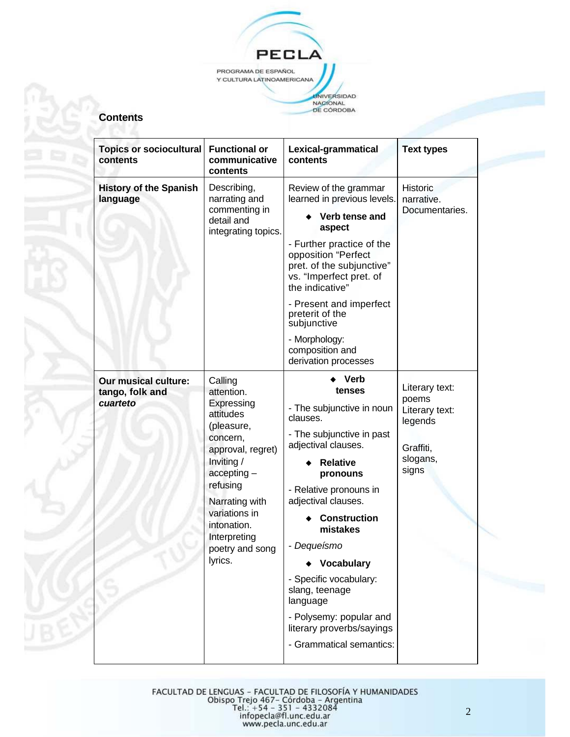## Contents

| Topics or sociocultural contents | Functional or communicative contents | Lexical-grammatical contents | Text types |
|---|---|---|---|
| **History of the Spanish language** | Describing, narrating and commenting in detail and integrating topics. | Review of the grammar learned in previous levels.<br>◆ **Verb tense and aspect**<br>- Further practice of the opposition "Perfect pret. of the subjunctive" vs. "Imperfect pret. of the indicative"<br>- Present and imperfect preterit of the subjunctive<br>- Morphology: composition and derivation processes | Historic narrative.<br>Documentaries. |
| **Our musical culture: tango, folk and *cuarteto*** | Calling attention.<br>Expressing attitudes (pleasure, concern, approval, regret)<br>Inviting / accepting – refusing<br>Narrating with variations in intonation.<br>Interpreting poetry and song lyrics. | ◆ **Verb tenses**<br>- The subjunctive in noun clauses.<br>- The subjunctive in past adjectival clauses.<br>◆ **Relative pronouns**<br>- Relative pronouns in adjectival clauses.<br>◆ **Construction mistakes**<br>- *Dequeísmo*<br>◆ **Vocabulary**<br>- Specific vocabulary: slang, teenage language<br>- Polysemy: popular and literary proverbs/sayings<br>- Grammatical semantics: | Literary text: poems<br>Literary text: legends<br><br>Graffiti, slogans, signs |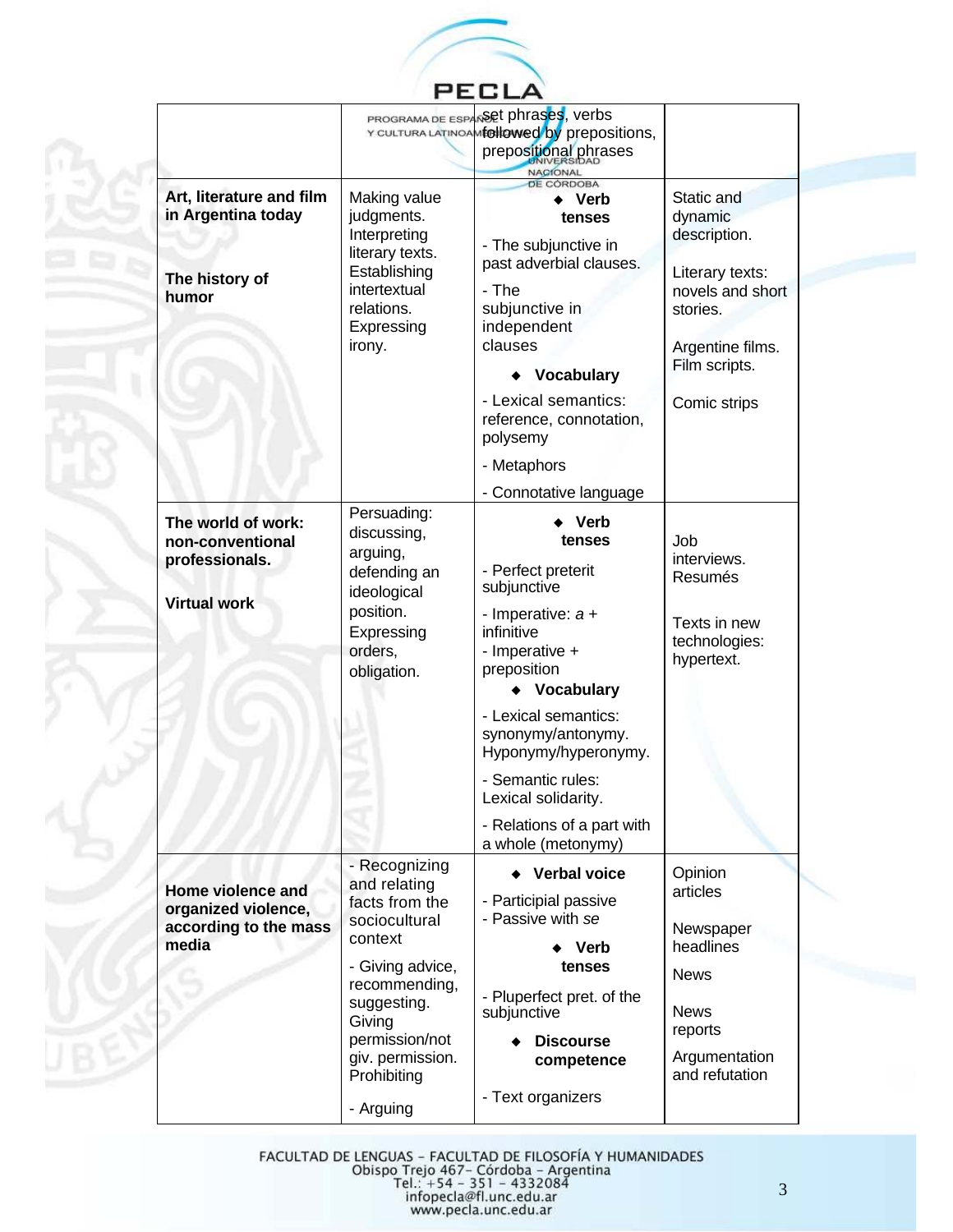| | | | |
|---|---|---|---|
| | | set phrases, verbs followed by prepositions, prepositional phrases | |
| **Art, literature and film in Argentina today**<br><br>**The history of humor** | Making value judgments. Interpreting literary texts. Establishing intertextual relations. Expressing irony. | ◆ **Verb tenses**<br>- The subjunctive in past adverbial clauses.<br>- The subjunctive in independent clauses<br>◆ **Vocabulary**<br>- Lexical semantics: reference, connotation, polysemy<br>- Metaphors<br>- Connotative language | Static and dynamic description.<br><br>Literary texts: novels and short stories.<br><br>Argentine films. Film scripts.<br><br>Comic strips |
| **The world of work: non-conventional professionals.**<br><br>**Virtual work** | Persuading: discussing, arguing, defending an ideological position. Expressing orders, obligation. | ◆ **Verb tenses**<br>- Perfect preterit subjunctive<br>- Imperative: *a* + infinitive<br>- Imperative + preposition<br>◆ **Vocabulary**<br>- Lexical semantics: synonymy/antonymy. Hyponymy/hyperonymy.<br>- Semantic rules: Lexical solidarity.<br>- Relations of a part with a whole (metonymy) | Job interviews. Resumés<br><br>Texts in new technologies: hypertext. |
| **Home violence and organized violence, according to the mass media** | - Recognizing and relating facts from the sociocultural context<br>- Giving advice, recommending, suggesting. Giving permission/not giv. permission. Prohibiting<br>- Arguing | ◆ **Verbal voice**<br>- Participial passive<br>- Passive with *se*<br>◆ **Verb tenses**<br>- Pluperfect pret. of the subjunctive<br>◆ **Discourse competence**<br>- Text organizers | Opinion articles<br><br>Newspaper headlines<br><br>News<br><br>News reports<br><br>Argumentation and refutation |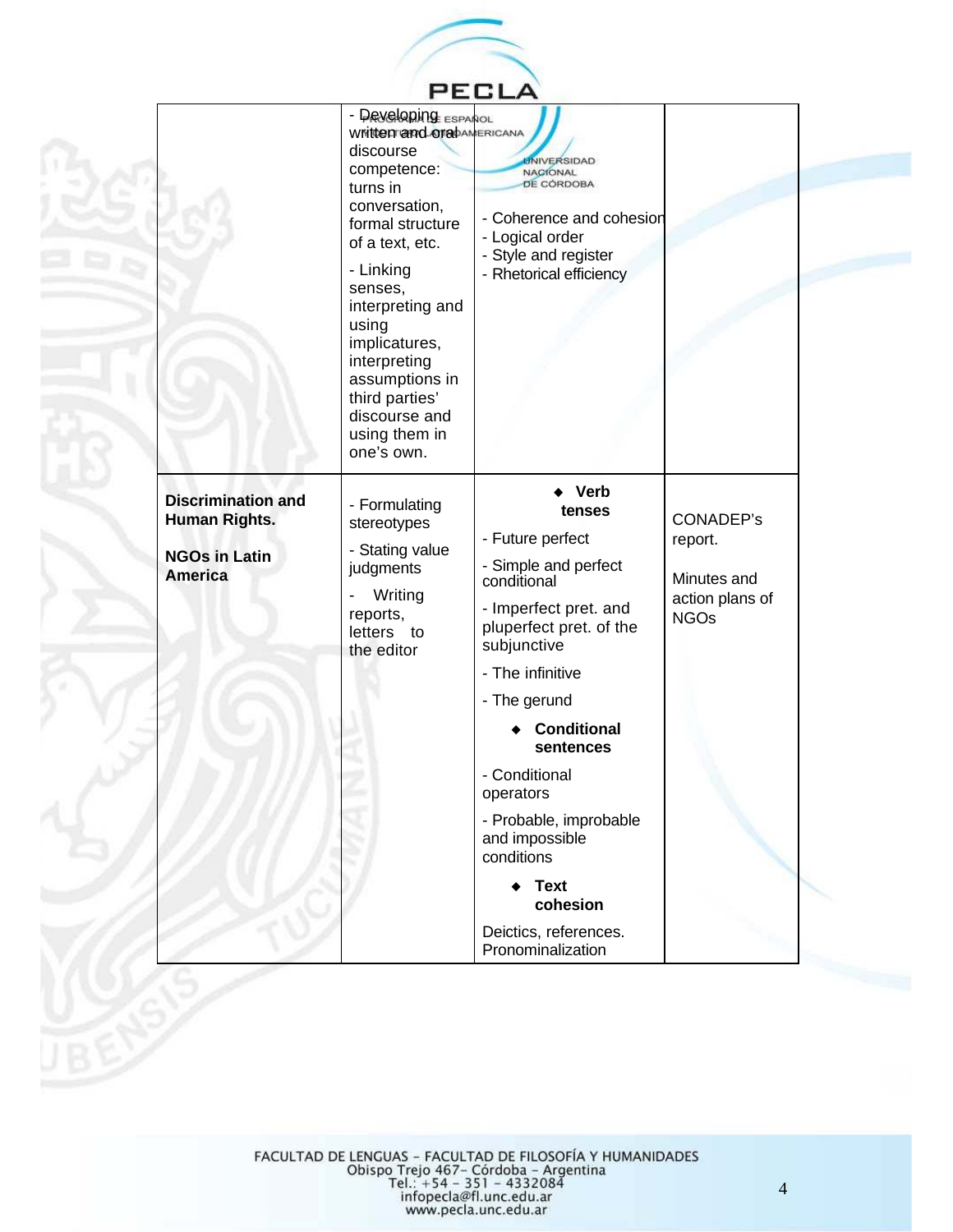| | | | |
|---|---|---|---|
| | - Developing written and oral discourse competence: turns in conversation, formal structure of a text, etc.<br><br>- Linking senses, interpreting and using implicatures, interpreting assumptions in third parties' discourse and using them in one's own. | - Coherence and cohesion<br>- Logical order<br>- Style and register<br>- Rhetorical efficiency | |
| **Discrimination and Human Rights.**<br><br>**NGOs in Latin America** | - Formulating stereotypes<br><br>- Stating value judgments<br><br>- Writing reports, letters to the editor | ◆ **Verb tenses**<br><br>- Future perfect<br><br>- Simple and perfect conditional<br><br>- Imperfect pret. and pluperfect pret. of the subjunctive<br><br>- The infinitive<br><br>- The gerund<br><br>◆ **Conditional sentences**<br><br>- Conditional operators<br><br>- Probable, improbable and impossible conditions<br><br>◆ **Text cohesion**<br><br>Deictics, references. Pronominalization | CONADEP's report.<br><br>Minutes and action plans of NGOs |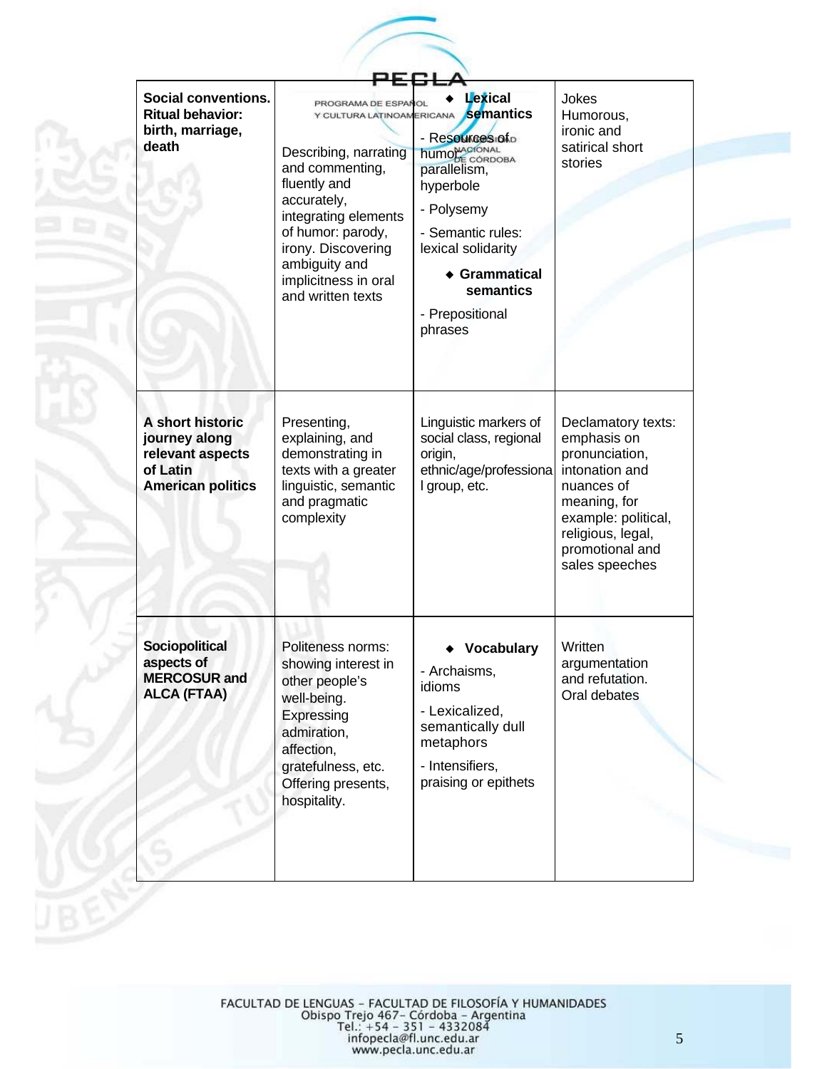| | | | |
|---|---|---|---|
| **Social conventions. Ritual behavior: birth, marriage, death** | Describing, narrating and commenting, fluently and accurately, integrating elements of humor: parody, irony. Discovering ambiguity and implicitness in oral and written texts | ◆ **Lexical semantics**<br>- Resources of humor: parallelism, hyperbole<br>- Polysemy<br>- Semantic rules: lexical solidarity<br>◆ **Grammatical semantics**<br>- Prepositional phrases | Jokes<br>Humorous, ironic and satirical short stories |
| **A short historic journey along relevant aspects of Latin American politics** | Presenting, explaining, and demonstrating in texts with a greater linguistic, semantic and pragmatic complexity | Linguistic markers of social class, regional origin, ethnic/age/professional group, etc. | Declamatory texts: emphasis on pronunciation, intonation and nuances of meaning, for example: political, religious, legal, promotional and sales speeches |
| **Sociopolitical aspects of MERCOSUR and ALCA (FTAA)** | Politeness norms: showing interest in other people's well-being. Expressing admiration, affection, gratefulness, etc. Offering presents, hospitality. | ◆ **Vocabulary**<br>- Archaisms, idioms<br>- Lexicalized, semantically dull metaphors<br>- Intensifiers, praising or epithets | Written argumentation and refutation. Oral debates |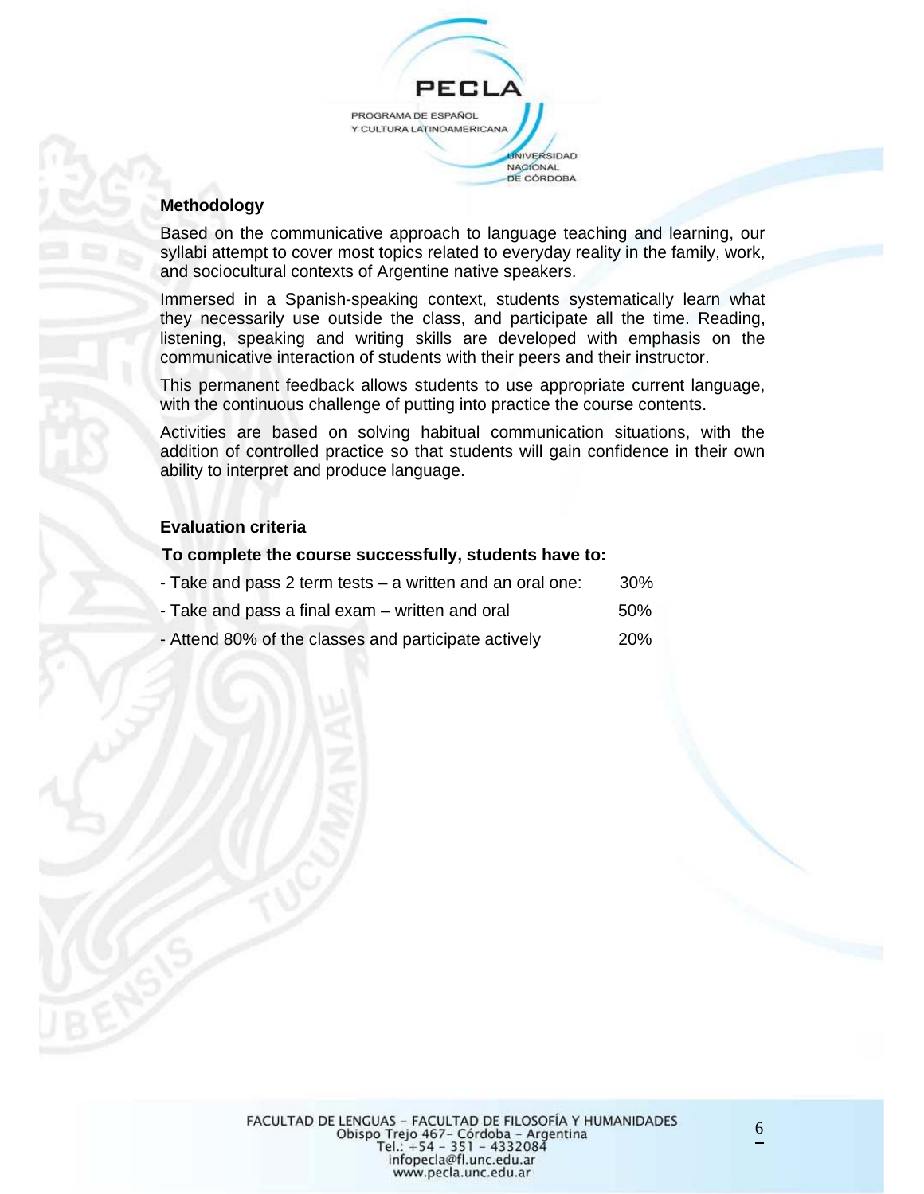## Methodology

Based on the communicative approach to language teaching and learning, our syllabi attempt to cover most topics related to everyday reality in the family, work, and sociocultural contexts of Argentine native speakers.

Immersed in a Spanish-speaking context, students systematically learn what they necessarily use outside the class, and participate all the time. Reading, listening, speaking and writing skills are developed with emphasis on the communicative interaction of students with their peers and their instructor.

This permanent feedback allows students to use appropriate current language, with the continuous challenge of putting into practice the course contents.

Activities are based on solving habitual communication situations, with the addition of controlled practice so that students will gain confidence in their own ability to interpret and produce language.

## Evaluation criteria

**To complete the course successfully, students have to:**

| | |
|---|---|
| - Take and pass 2 term tests – a written and an oral one: | 30% |
| - Take and pass a final exam – written and oral | 50% |
| - Attend 80% of the classes and participate actively | 20% |